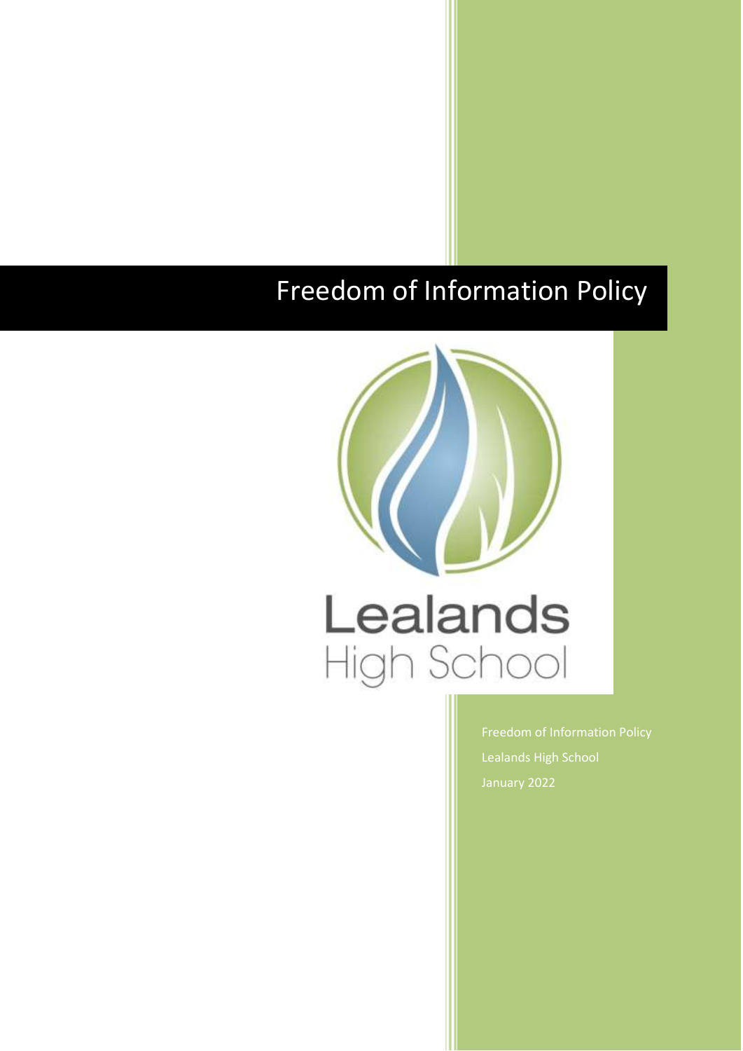# Freedom of Information Policy

Lealands
High School

Freedom of Information Policy
Lealands High School
January 2022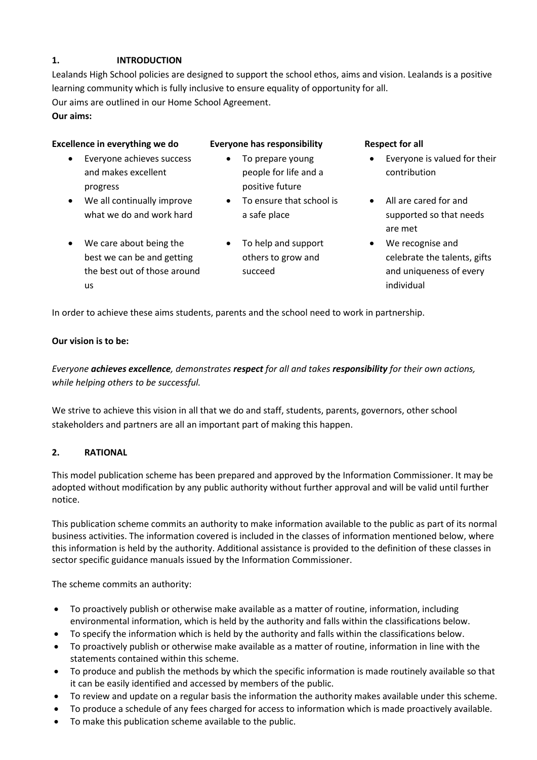## 1. INTRODUCTION

Lealands High School policies are designed to support the school ethos, aims and vision. Lealands is a positive learning community which is fully inclusive to ensure equality of opportunity for all.

Our aims are outlined in our Home School Agreement.

**Our aims:**

**Excellence in everything we do**

- Everyone achieves success and makes excellent progress
- We all continually improve what we do and work hard
- We care about being the best we can be and getting the best out of those around us

**Everyone has responsibility**

- To prepare young people for life and a positive future
- To ensure that school is a safe place
- To help and support others to grow and succeed

**Respect for all**

- Everyone is valued for their contribution
- All are cared for and supported so that needs are met
- We recognise and celebrate the talents, gifts and uniqueness of every individual

In order to achieve these aims students, parents and the school need to work in partnership.

**Our vision is to be:**

*Everyone **achieves excellence**, demonstrates **respect** for all and takes **responsibility** for their own actions, while helping others to be successful.*

We strive to achieve this vision in all that we do and staff, students, parents, governors, other school stakeholders and partners are all an important part of making this happen.

## 2. RATIONAL

This model publication scheme has been prepared and approved by the Information Commissioner. It may be adopted without modification by any public authority without further approval and will be valid until further notice.

This publication scheme commits an authority to make information available to the public as part of its normal business activities. The information covered is included in the classes of information mentioned below, where this information is held by the authority. Additional assistance is provided to the definition of these classes in sector specific guidance manuals issued by the Information Commissioner.

The scheme commits an authority:

- To proactively publish or otherwise make available as a matter of routine, information, including environmental information, which is held by the authority and falls within the classifications below.
- To specify the information which is held by the authority and falls within the classifications below.
- To proactively publish or otherwise make available as a matter of routine, information in line with the statements contained within this scheme.
- To produce and publish the methods by which the specific information is made routinely available so that it can be easily identified and accessed by members of the public.
- To review and update on a regular basis the information the authority makes available under this scheme.
- To produce a schedule of any fees charged for access to information which is made proactively available.
- To make this publication scheme available to the public.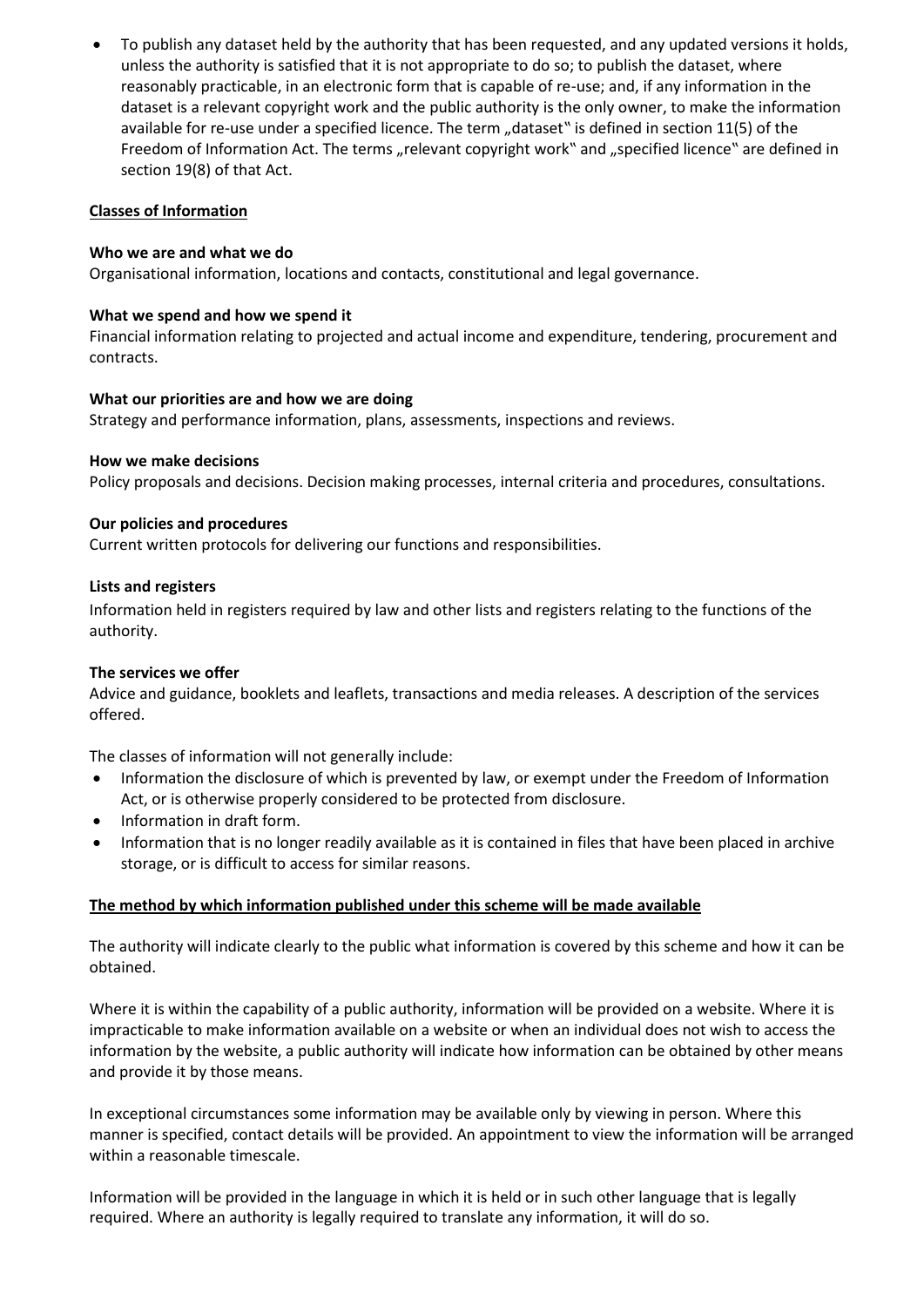- To publish any dataset held by the authority that has been requested, and any updated versions it holds, unless the authority is satisfied that it is not appropriate to do so; to publish the dataset, where reasonably practicable, in an electronic form that is capable of re-use; and, if any information in the dataset is a relevant copyright work and the public authority is the only owner, to make the information available for re-use under a specified licence. The term „dataset" is defined in section 11(5) of the Freedom of Information Act. The terms „relevant copyright work" and „specified licence" are defined in section 19(8) of that Act.

## Classes of Information

**Who we are and what we do**
Organisational information, locations and contacts, constitutional and legal governance.

**What we spend and how we spend it**
Financial information relating to projected and actual income and expenditure, tendering, procurement and contracts.

**What our priorities are and how we are doing**
Strategy and performance information, plans, assessments, inspections and reviews.

**How we make decisions**
Policy proposals and decisions. Decision making processes, internal criteria and procedures, consultations.

**Our policies and procedures**
Current written protocols for delivering our functions and responsibilities.

**Lists and registers**
Information held in registers required by law and other lists and registers relating to the functions of the authority.

**The services we offer**
Advice and guidance, booklets and leaflets, transactions and media releases. A description of the services offered.

The classes of information will not generally include:

- Information the disclosure of which is prevented by law, or exempt under the Freedom of Information Act, or is otherwise properly considered to be protected from disclosure.
- Information in draft form.
- Information that is no longer readily available as it is contained in files that have been placed in archive storage, or is difficult to access for similar reasons.

## The method by which information published under this scheme will be made available

The authority will indicate clearly to the public what information is covered by this scheme and how it can be obtained.

Where it is within the capability of a public authority, information will be provided on a website. Where it is impracticable to make information available on a website or when an individual does not wish to access the information by the website, a public authority will indicate how information can be obtained by other means and provide it by those means.

In exceptional circumstances some information may be available only by viewing in person. Where this manner is specified, contact details will be provided. An appointment to view the information will be arranged within a reasonable timescale.

Information will be provided in the language in which it is held or in such other language that is legally required. Where an authority is legally required to translate any information, it will do so.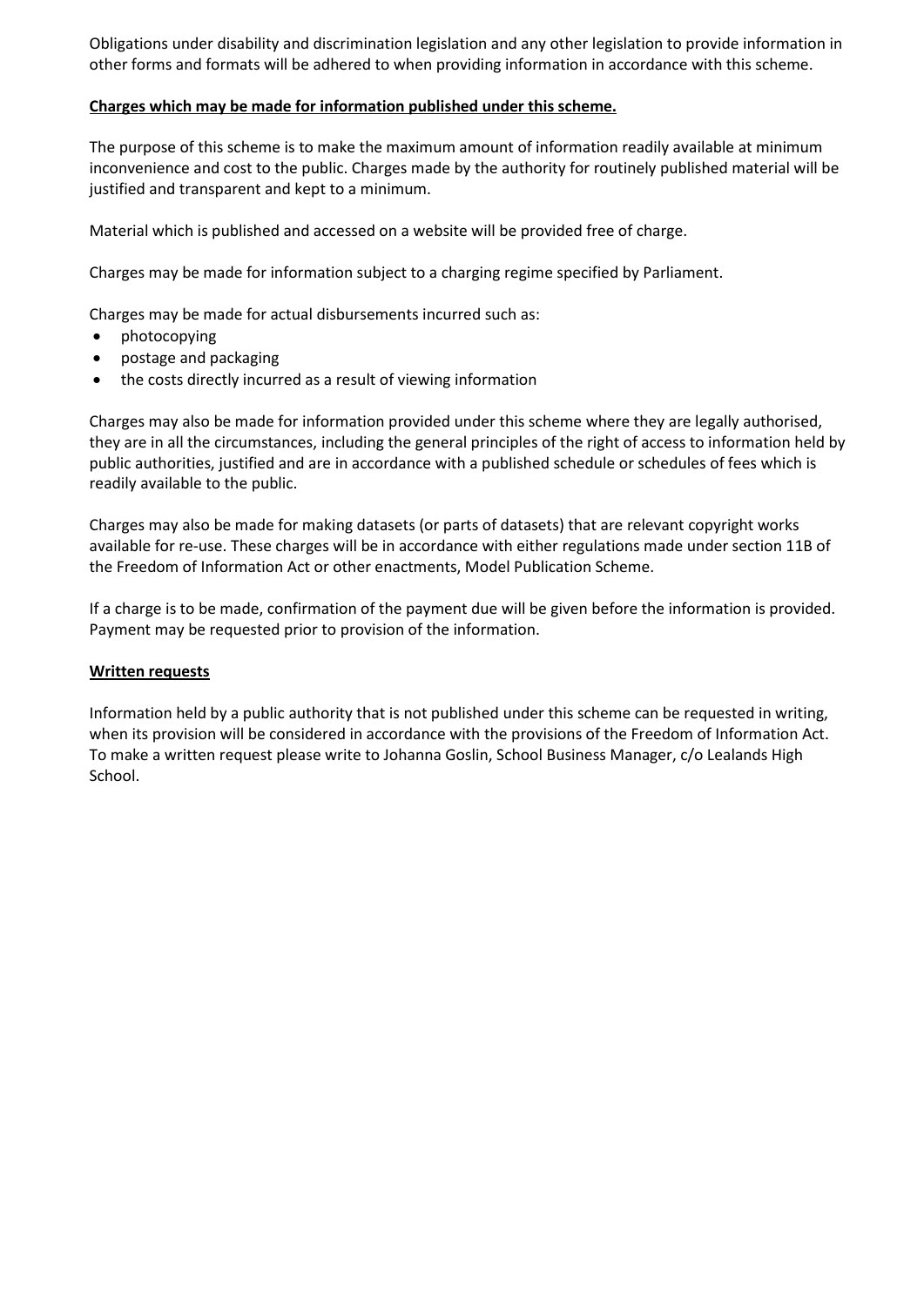Obligations under disability and discrimination legislation and any other legislation to provide information in other forms and formats will be adhered to when providing information in accordance with this scheme.

**Charges which may be made for information published under this scheme.**

The purpose of this scheme is to make the maximum amount of information readily available at minimum inconvenience and cost to the public. Charges made by the authority for routinely published material will be justified and transparent and kept to a minimum.

Material which is published and accessed on a website will be provided free of charge.

Charges may be made for information subject to a charging regime specified by Parliament.

Charges may be made for actual disbursements incurred such as:

- photocopying
- postage and packaging
- the costs directly incurred as a result of viewing information

Charges may also be made for information provided under this scheme where they are legally authorised, they are in all the circumstances, including the general principles of the right of access to information held by public authorities, justified and are in accordance with a published schedule or schedules of fees which is readily available to the public.

Charges may also be made for making datasets (or parts of datasets) that are relevant copyright works available for re-use. These charges will be in accordance with either regulations made under section 11B of the Freedom of Information Act or other enactments, Model Publication Scheme.

If a charge is to be made, confirmation of the payment due will be given before the information is provided. Payment may be requested prior to provision of the information.

**Written requests**

Information held by a public authority that is not published under this scheme can be requested in writing, when its provision will be considered in accordance with the provisions of the Freedom of Information Act. To make a written request please write to Johanna Goslin, School Business Manager, c/o Lealands High School.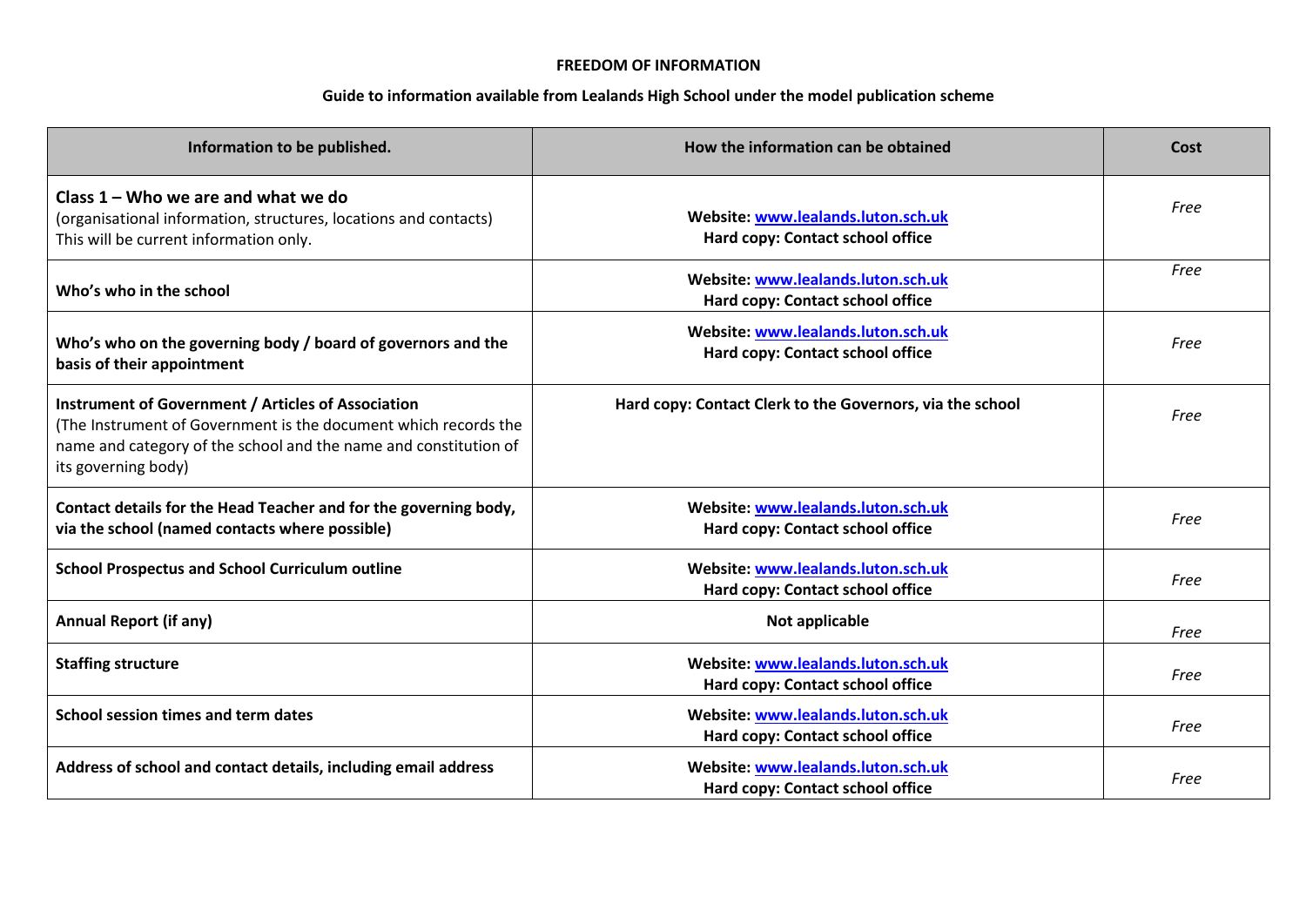**FREEDOM OF INFORMATION**

**Guide to information available from Lealands High School under the model publication scheme**

| Information to be published. | How the information can be obtained | Cost |
|---|---|---|
| **Class 1 – Who we are and what we do**<br>(organisational information, structures, locations and contacts)<br>This will be current information only. | **Website: [www.lealands.luton.sch.uk](http://www.lealands.luton.sch.uk)**<br>**Hard copy: Contact school office** | *Free* |
| **Who's who in the school** | **Website: [www.lealands.luton.sch.uk](http://www.lealands.luton.sch.uk)**<br>**Hard copy: Contact school office** | *Free* |
| **Who's who on the governing body / board of governors and the basis of their appointment** | **Website: [www.lealands.luton.sch.uk](http://www.lealands.luton.sch.uk)**<br>**Hard copy: Contact school office** | *Free* |
| **Instrument of Government / Articles of Association**<br>(The Instrument of Government is the document which records the name and category of the school and the name and constitution of its governing body) | **Hard copy: Contact Clerk to the Governors, via the school** | *Free* |
| **Contact details for the Head Teacher and for the governing body, via the school (named contacts where possible)** | **Website: [www.lealands.luton.sch.uk](http://www.lealands.luton.sch.uk)**<br>**Hard copy: Contact school office** | *Free* |
| **School Prospectus and School Curriculum outline** | **Website: [www.lealands.luton.sch.uk](http://www.lealands.luton.sch.uk)**<br>**Hard copy: Contact school office** | *Free* |
| **Annual Report (if any)** | **Not applicable** | *Free* |
| **Staffing structure** | **Website: [www.lealands.luton.sch.uk](http://www.lealands.luton.sch.uk)**<br>**Hard copy: Contact school office** | *Free* |
| **School session times and term dates** | **Website: [www.lealands.luton.sch.uk](http://www.lealands.luton.sch.uk)**<br>**Hard copy: Contact school office** | *Free* |
| **Address of school and contact details, including email address** | **Website: [www.lealands.luton.sch.uk](http://www.lealands.luton.sch.uk)**<br>**Hard copy: Contact school office** | *Free* |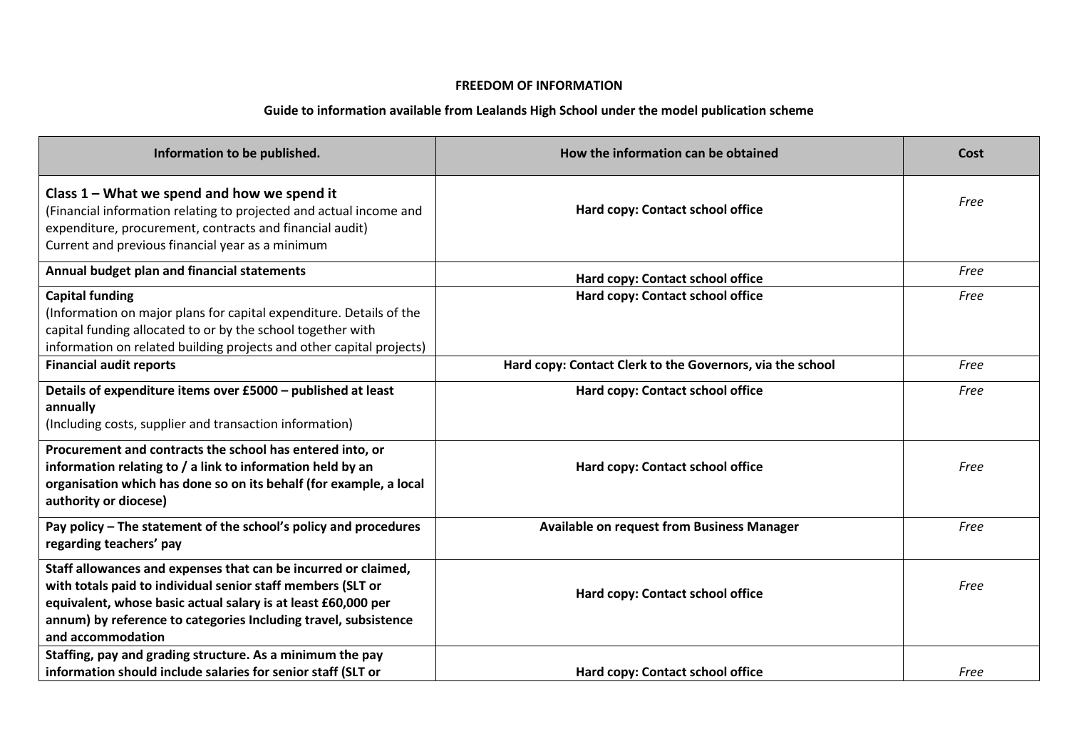**FREEDOM OF INFORMATION**

**Guide to information available from Lealands High School under the model publication scheme**

| Information to be published. | How the information can be obtained | Cost |
|---|---|---|
| **Class 1 – What we spend and how we spend it**<br>(Financial information relating to projected and actual income and expenditure, procurement, contracts and financial audit)<br>Current and previous financial year as a minimum | **Hard copy: Contact school office** | *Free* |
| **Annual budget plan and financial statements** | **Hard copy: Contact school office** | *Free* |
| **Capital funding**<br>(Information on major plans for capital expenditure. Details of the capital funding allocated to or by the school together with information on related building projects and other capital projects) | **Hard copy: Contact school office** | *Free* |
| **Financial audit reports** | **Hard copy: Contact Clerk to the Governors, via the school** | *Free* |
| **Details of expenditure items over £5000 – published at least annually**<br>(Including costs, supplier and transaction information) | **Hard copy: Contact school office** | *Free* |
| **Procurement and contracts the school has entered into, or information relating to / a link to information held by an organisation which has done so on its behalf (for example, a local authority or diocese)** | **Hard copy: Contact school office** | *Free* |
| **Pay policy – The statement of the school's policy and procedures regarding teachers' pay** | **Available on request from Business Manager** | *Free* |
| **Staff allowances and expenses that can be incurred or claimed, with totals paid to individual senior staff members (SLT or equivalent, whose basic actual salary is at least £60,000 per annum) by reference to categories Including travel, subsistence and accommodation** | **Hard copy: Contact school office** | *Free* |
| **Staffing, pay and grading structure. As a minimum the pay information should include salaries for senior staff (SLT or** | **Hard copy: Contact school office** | *Free* |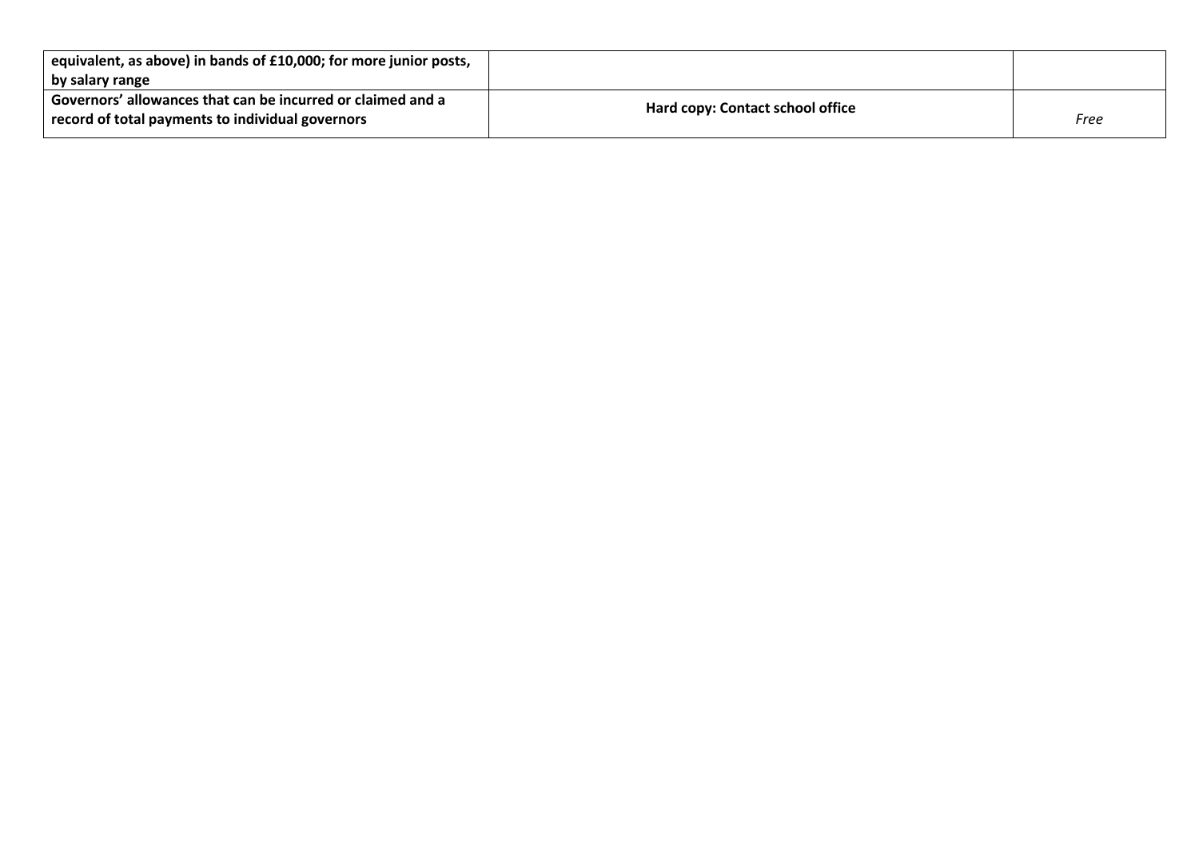| | | |
|---|---|---|
| **equivalent, as above) in bands of £10,000; for more junior posts, by salary range** | | |
| **Governors' allowances that can be incurred or claimed and a record of total payments to individual governors** | **Hard copy: Contact school office** | *Free* |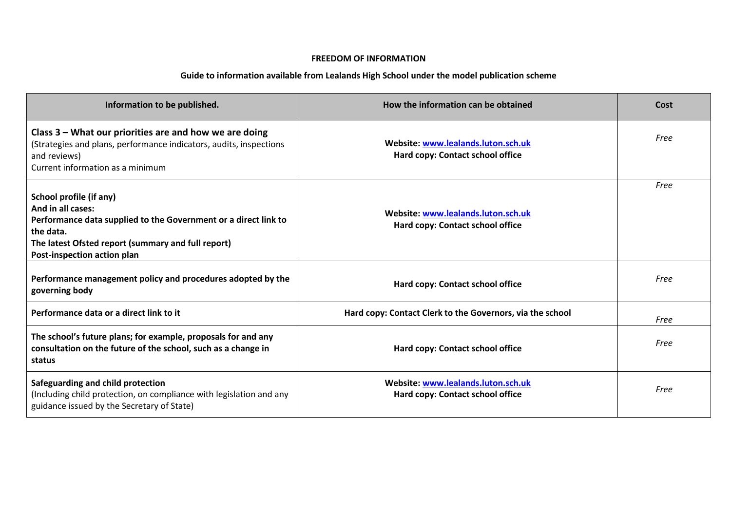**FREEDOM OF INFORMATION**

**Guide to information available from Lealands High School under the model publication scheme**

| Information to be published. | How the information can be obtained | Cost |
|---|---|---|
| **Class 3 – What our priorities are and how we are doing**<br>(Strategies and plans, performance indicators, audits, inspections and reviews)<br>Current information as a minimum | **Website: [www.lealands.luton.sch.uk](http://www.lealands.luton.sch.uk)**<br>**Hard copy: Contact school office** | *Free* |
| **School profile (if any)**<br>**And in all cases:**<br>**Performance data supplied to the Government or a direct link to the data.**<br>**The latest Ofsted report (summary and full report)**<br>**Post-inspection action plan** | **Website: [www.lealands.luton.sch.uk](http://www.lealands.luton.sch.uk)**<br>**Hard copy: Contact school office** | *Free* |
| **Performance management policy and procedures adopted by the governing body** | **Hard copy: Contact school office** | *Free* |
| **Performance data or a direct link to it** | **Hard copy: Contact Clerk to the Governors, via the school** | *Free* |
| **The school's future plans; for example, proposals for and any consultation on the future of the school, such as a change in status** | **Hard copy: Contact school office** | *Free* |
| **Safeguarding and child protection**<br>(Including child protection, on compliance with legislation and any guidance issued by the Secretary of State) | **Website: [www.lealands.luton.sch.uk](http://www.lealands.luton.sch.uk)**<br>**Hard copy: Contact school office** | *Free* |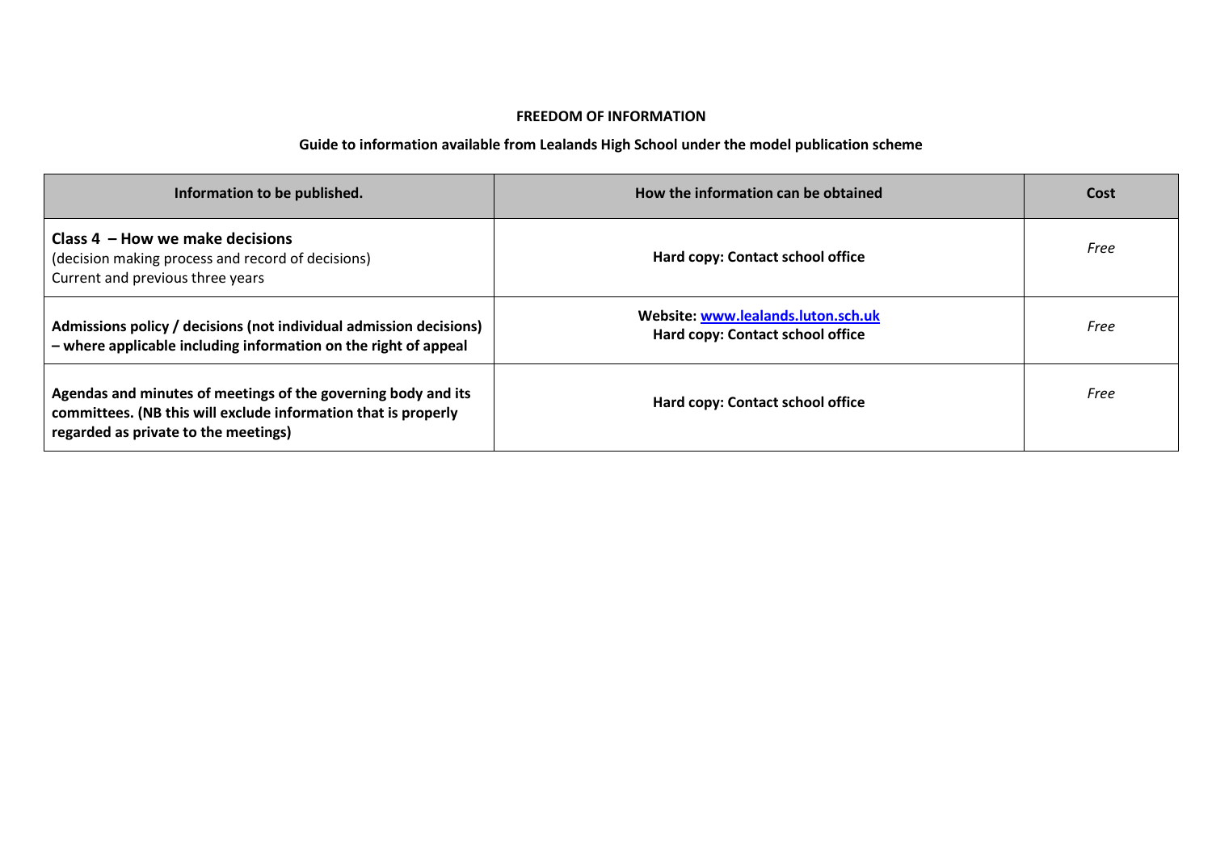**FREEDOM OF INFORMATION**

**Guide to information available from Lealands High School under the model publication scheme**

| Information to be published. | How the information can be obtained | Cost |
|---|---|---|
| **Class 4 – How we make decisions**<br>(decision making process and record of decisions)<br>Current and previous three years | **Hard copy: Contact school office** | *Free* |
| **Admissions policy / decisions (not individual admission decisions) – where applicable including information on the right of appeal** | **Website: [www.lealands.luton.sch.uk](http://www.lealands.luton.sch.uk)**<br>**Hard copy: Contact school office** | *Free* |
| **Agendas and minutes of meetings of the governing body and its committees. (NB this will exclude information that is properly regarded as private to the meetings)** | **Hard copy: Contact school office** | *Free* |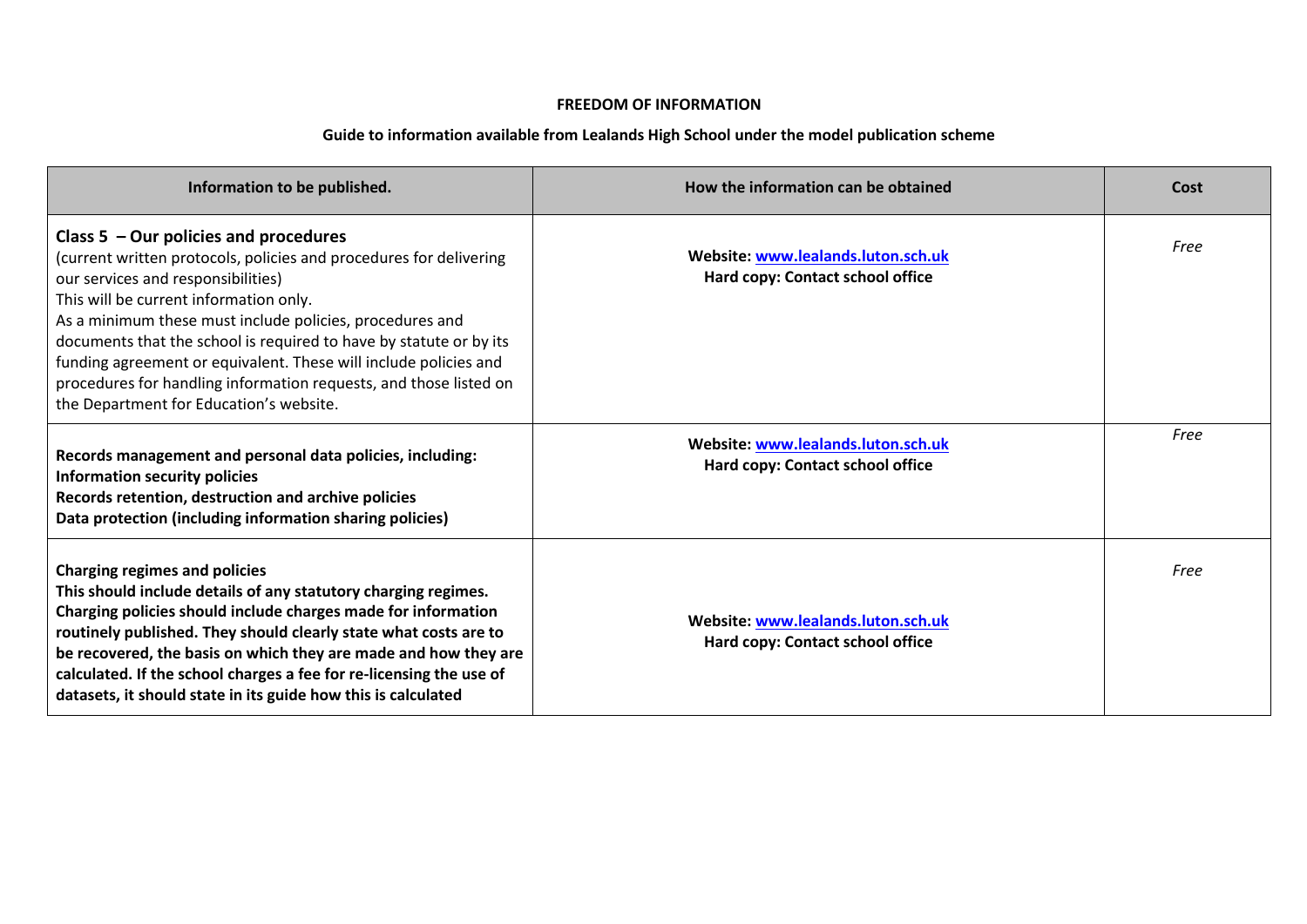**FREEDOM OF INFORMATION**

**Guide to information available from Lealands High School under the model publication scheme**

| Information to be published. | How the information can be obtained | Cost |
|---|---|---|
| **Class 5 – Our policies and procedures**<br>(current written protocols, policies and procedures for delivering our services and responsibilities)<br>This will be current information only.<br>As a minimum these must include policies, procedures and documents that the school is required to have by statute or by its funding agreement or equivalent. These will include policies and procedures for handling information requests, and those listed on the Department for Education's website. | **Website: [www.lealands.luton.sch.uk](www.lealands.luton.sch.uk)**<br>**Hard copy: Contact school office** | *Free* |
| **Records management and personal data policies, including:**<br>**Information security policies**<br>**Records retention, destruction and archive policies**<br>**Data protection (including information sharing policies)** | **Website: [www.lealands.luton.sch.uk](www.lealands.luton.sch.uk)**<br>**Hard copy: Contact school office** | *Free* |
| **Charging regimes and policies**<br>**This should include details of any statutory charging regimes. Charging policies should include charges made for information routinely published. They should clearly state what costs are to be recovered, the basis on which they are made and how they are calculated. If the school charges a fee for re-licensing the use of datasets, it should state in its guide how this is calculated** | **Website: [www.lealands.luton.sch.uk](www.lealands.luton.sch.uk)**<br>**Hard copy: Contact school office** | *Free* |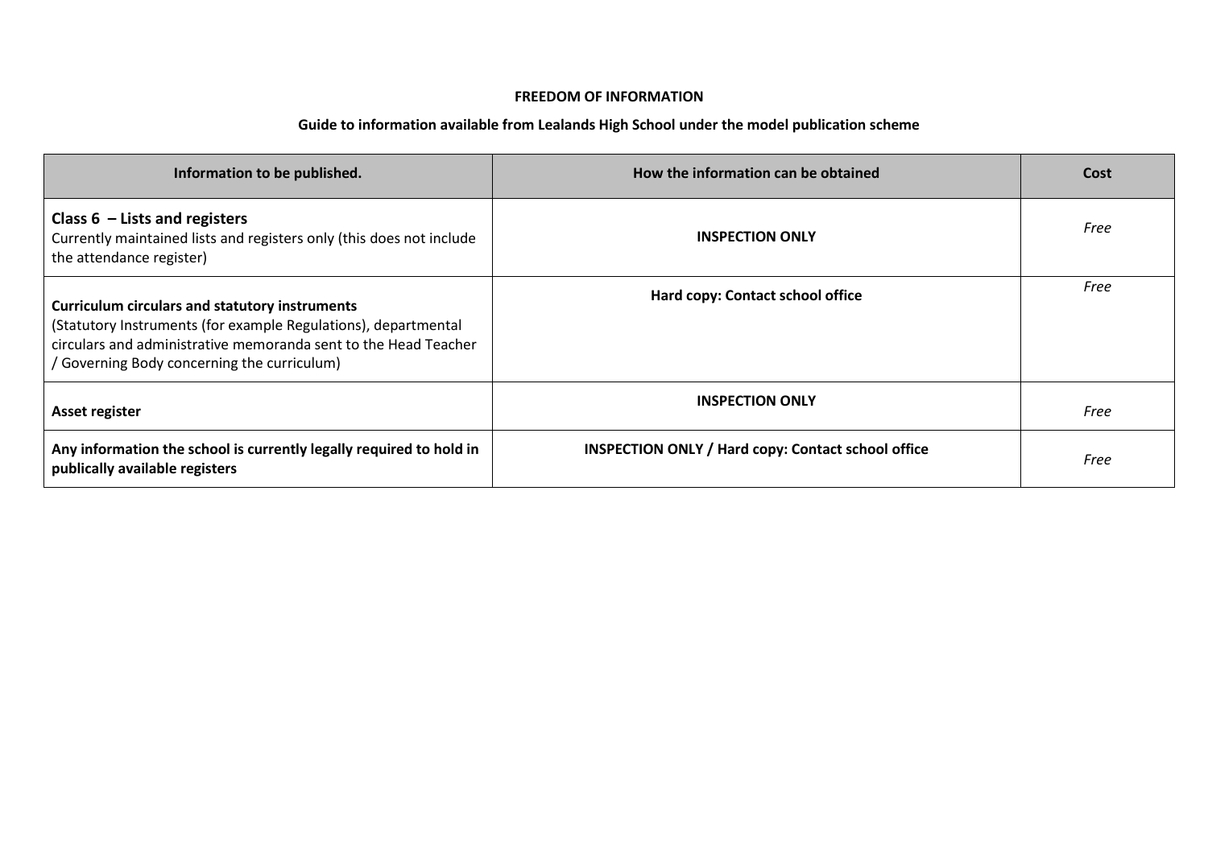**FREEDOM OF INFORMATION**

**Guide to information available from Lealands High School under the model publication scheme**

| Information to be published. | How the information can be obtained | Cost |
|---|---|---|
| **Class 6 – Lists and registers**<br>Currently maintained lists and registers only (this does not include the attendance register) | **INSPECTION ONLY** | *Free* |
| **Curriculum circulars and statutory instruments**<br>(Statutory Instruments (for example Regulations), departmental circulars and administrative memoranda sent to the Head Teacher / Governing Body concerning the curriculum) | **Hard copy: Contact school office** | *Free* |
| **Asset register** | **INSPECTION ONLY** | *Free* |
| **Any information the school is currently legally required to hold in publically available registers** | **INSPECTION ONLY / Hard copy: Contact school office** | *Free* |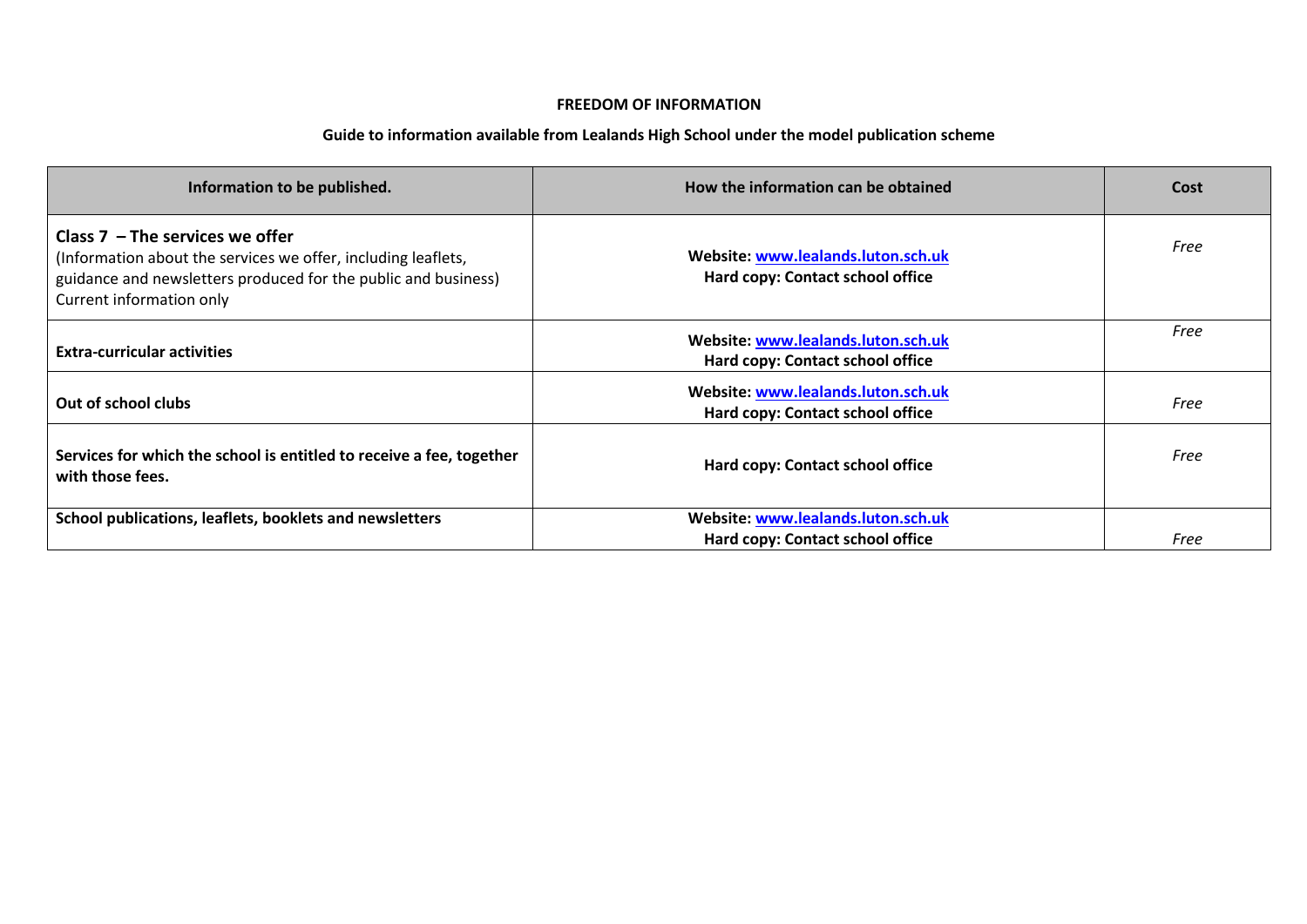**FREEDOM OF INFORMATION**

**Guide to information available from Lealands High School under the model publication scheme**

| Information to be published. | How the information can be obtained | Cost |
|---|---|---|
| **Class 7 – The services we offer**<br>(Information about the services we offer, including leaflets, guidance and newsletters produced for the public and business)<br>Current information only | **Website: www.lealands.luton.sch.uk**<br>**Hard copy: Contact school office** | *Free* |
| **Extra-curricular activities** | **Website: www.lealands.luton.sch.uk**<br>**Hard copy: Contact school office** | *Free* |
| **Out of school clubs** | **Website: www.lealands.luton.sch.uk**<br>**Hard copy: Contact school office** | *Free* |
| **Services for which the school is entitled to receive a fee, together with those fees.** | **Hard copy: Contact school office** | *Free* |
| **School publications, leaflets, booklets and newsletters** | **Website: www.lealands.luton.sch.uk**<br>**Hard copy: Contact school office** | *Free* |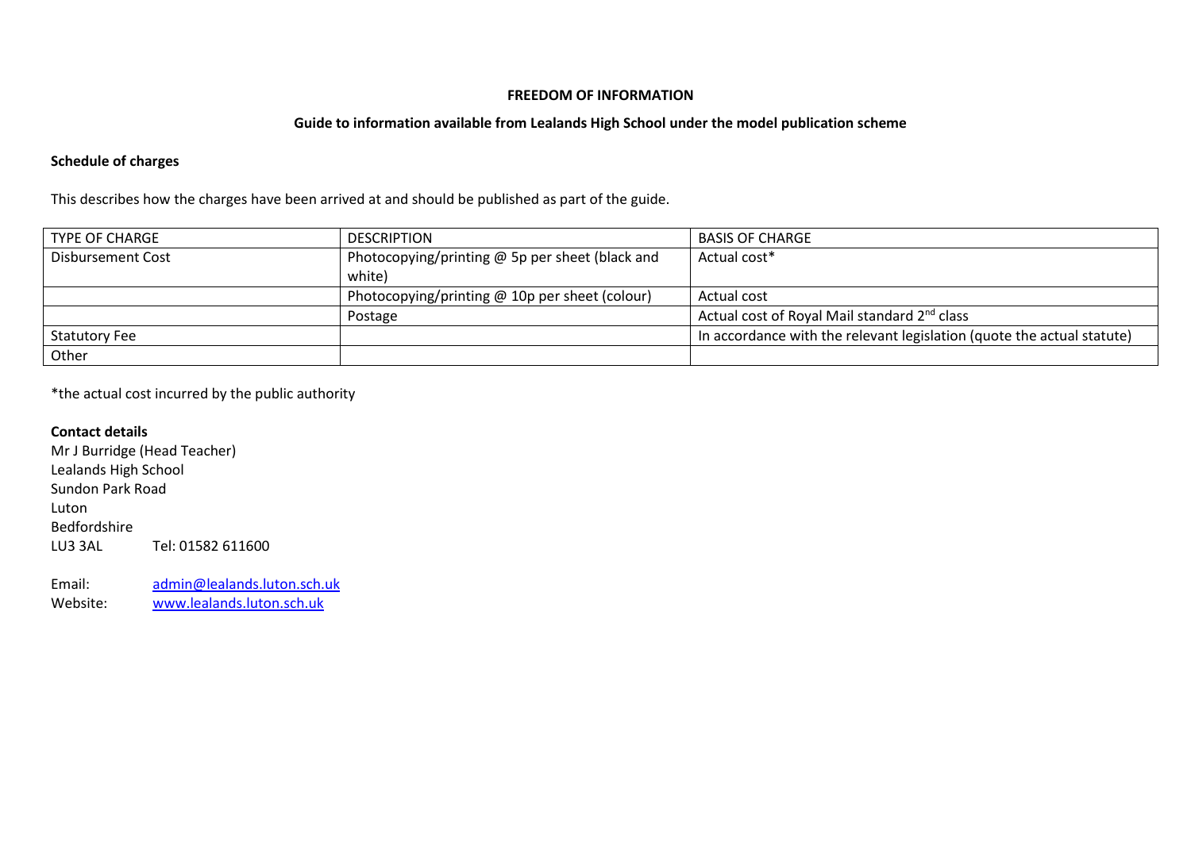**FREEDOM OF INFORMATION**

**Guide to information available from Lealands High School under the model publication scheme**

**Schedule of charges**

This describes how the charges have been arrived at and should be published as part of the guide.

| TYPE OF CHARGE | DESCRIPTION | BASIS OF CHARGE |
|---|---|---|
| Disbursement Cost | Photocopying/printing @ 5p per sheet (black and white) | Actual cost* |
| | Photocopying/printing @ 10p per sheet (colour) | Actual cost |
| | Postage | Actual cost of Royal Mail standard 2nd class |
| Statutory Fee | | In accordance with the relevant legislation (quote the actual statute) |
| Other | | |

*the actual cost incurred by the public authority

**Contact details**
Mr J Burridge (Head Teacher)
Lealands High School
Sundon Park Road
Luton
Bedfordshire
LU3 3AL Tel: 01582 611600

Email: admin@lealands.luton.sch.uk
Website: www.lealands.luton.sch.uk